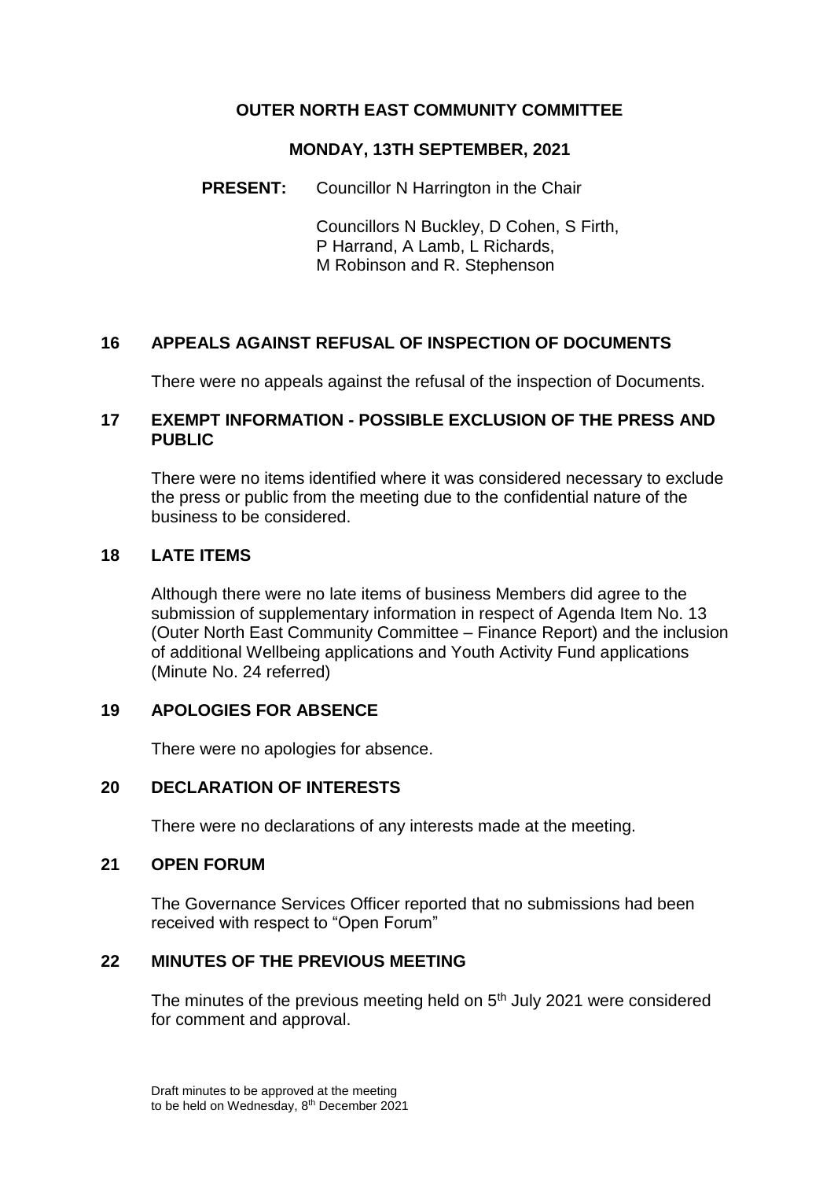# OUTER NORTH EAST COMMUNITY COMMITTEE

## MONDAY, 13TH SEPTEMBER, 2021

**PRESENT:** Councillor N Harrington in the Chair

Councillors N Buckley, D Cohen, S Firth, P Harrand, A Lamb, L Richards, M Robinson and R. Stephenson

### 16 APPEALS AGAINST REFUSAL OF INSPECTION OF DOCUMENTS

There were no appeals against the refusal of the inspection of Documents.

### 17 EXEMPT INFORMATION - POSSIBLE EXCLUSION OF THE PRESS AND PUBLIC

There were no items identified where it was considered necessary to exclude the press or public from the meeting due to the confidential nature of the business to be considered.

### 18 LATE ITEMS

Although there were no late items of business Members did agree to the submission of supplementary information in respect of Agenda Item No. 13 (Outer North East Community Committee – Finance Report) and the inclusion of additional Wellbeing applications and Youth Activity Fund applications (Minute No. 24 referred)

### 19 APOLOGIES FOR ABSENCE

There were no apologies for absence.

### 20 DECLARATION OF INTERESTS

There were no declarations of any interests made at the meeting.

### 21 OPEN FORUM

The Governance Services Officer reported that no submissions had been received with respect to "Open Forum"

### 22 MINUTES OF THE PREVIOUS MEETING

The minutes of the previous meeting held on 5th July 2021 were considered for comment and approval.

Draft minutes to be approved at the meeting to be held on Wednesday, 8th December 2021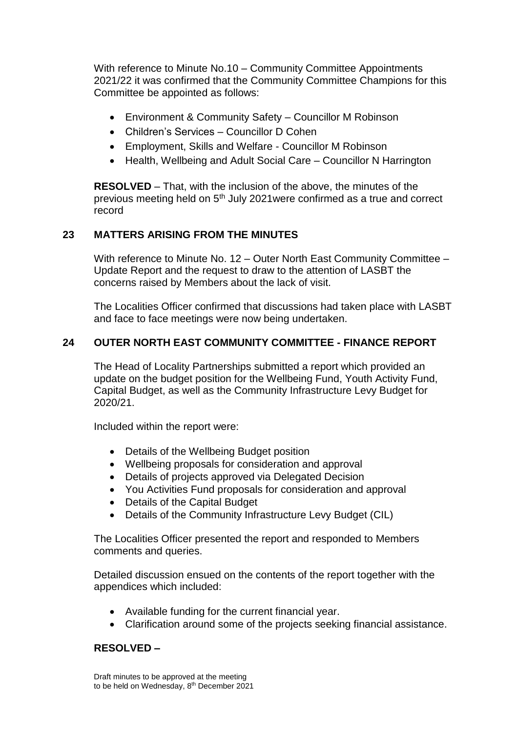With reference to Minute No.10 – Community Committee Appointments 2021/22 it was confirmed that the Community Committee Champions for this Committee be appointed as follows:

- Environment & Community Safety – Councillor M Robinson
- Children's Services – Councillor D Cohen
- Employment, Skills and Welfare - Councillor M Robinson
- Health, Wellbeing and Adult Social Care – Councillor N Harrington

**RESOLVED** – That, with the inclusion of the above, the minutes of the previous meeting held on 5th July 2021were confirmed as a true and correct record

## 23 MATTERS ARISING FROM THE MINUTES

With reference to Minute No. 12 – Outer North East Community Committee – Update Report and the request to draw to the attention of LASBT the concerns raised by Members about the lack of visit.

The Localities Officer confirmed that discussions had taken place with LASBT and face to face meetings were now being undertaken.

## 24 OUTER NORTH EAST COMMUNITY COMMITTEE - FINANCE REPORT

The Head of Locality Partnerships submitted a report which provided an update on the budget position for the Wellbeing Fund, Youth Activity Fund, Capital Budget, as well as the Community Infrastructure Levy Budget for 2020/21.

Included within the report were:

- Details of the Wellbeing Budget position
- Wellbeing proposals for consideration and approval
- Details of projects approved via Delegated Decision
- You Activities Fund proposals for consideration and approval
- Details of the Capital Budget
- Details of the Community Infrastructure Levy Budget (CIL)

The Localities Officer presented the report and responded to Members comments and queries.

Detailed discussion ensued on the contents of the report together with the appendices which included:

- Available funding for the current financial year.
- Clarification around some of the projects seeking financial assistance.

**RESOLVED –**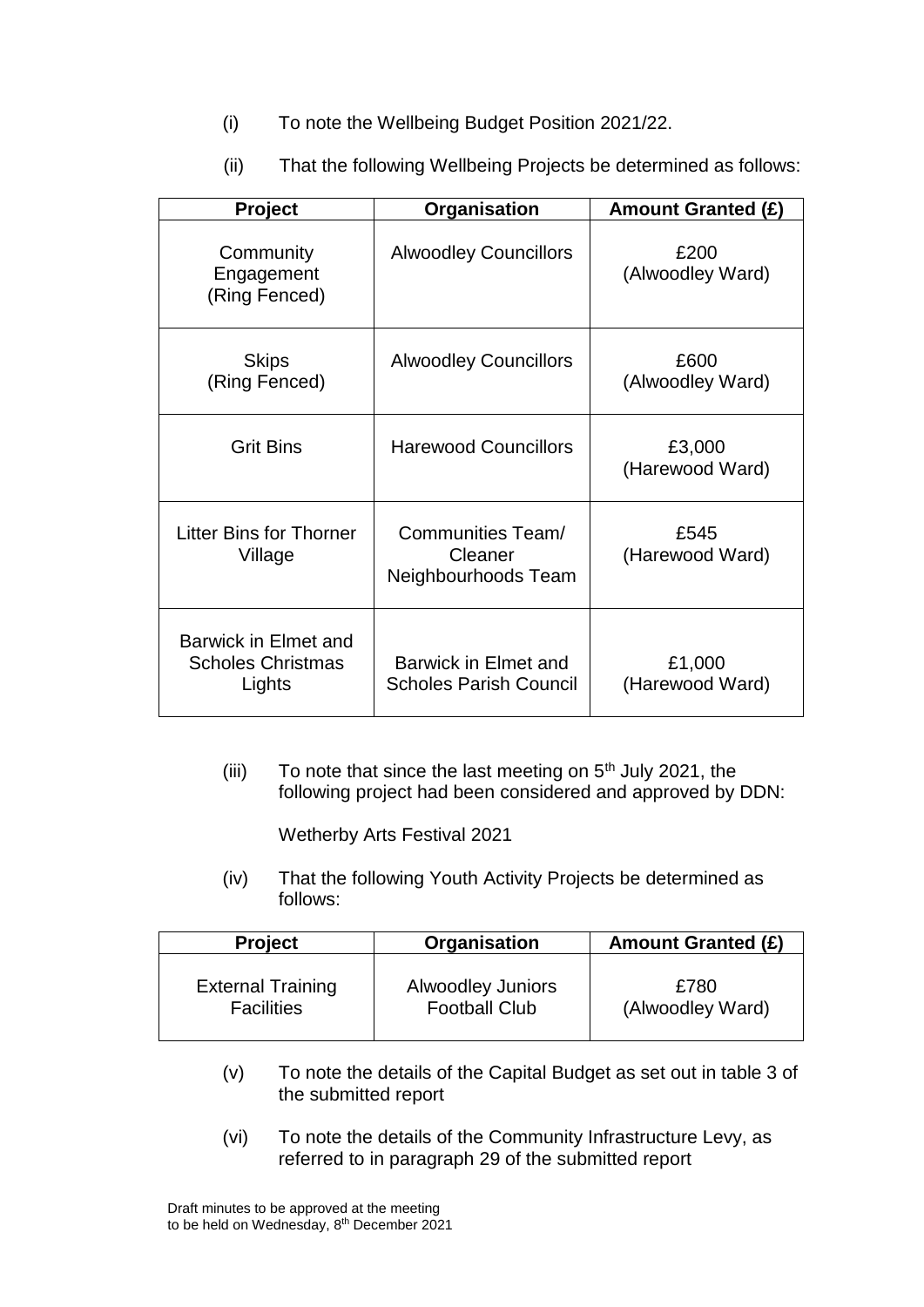(i) To note the Wellbeing Budget Position 2021/22.

(ii) That the following Wellbeing Projects be determined as follows:

| Project | Organisation | Amount Granted (£) |
|---|---|---|
| Community Engagement (Ring Fenced) | Alwoodley Councillors | £200 (Alwoodley Ward) |
| Skips (Ring Fenced) | Alwoodley Councillors | £600 (Alwoodley Ward) |
| Grit Bins | Harewood Councillors | £3,000 (Harewood Ward) |
| Litter Bins for Thorner Village | Communities Team/ Cleaner Neighbourhoods Team | £545 (Harewood Ward) |
| Barwick in Elmet and Scholes Christmas Lights | Barwick in Elmet and Scholes Parish Council | £1,000 (Harewood Ward) |

(iii) To note that since the last meeting on 5th July 2021, the following project had been considered and approved by DDN:

Wetherby Arts Festival 2021

(iv) That the following Youth Activity Projects be determined as follows:

| Project | Organisation | Amount Granted (£) |
|---|---|---|
| External Training Facilities | Alwoodley Juniors Football Club | £780 (Alwoodley Ward) |

(v) To note the details of the Capital Budget as set out in table 3 of the submitted report

(vi) To note the details of the Community Infrastructure Levy, as referred to in paragraph 29 of the submitted report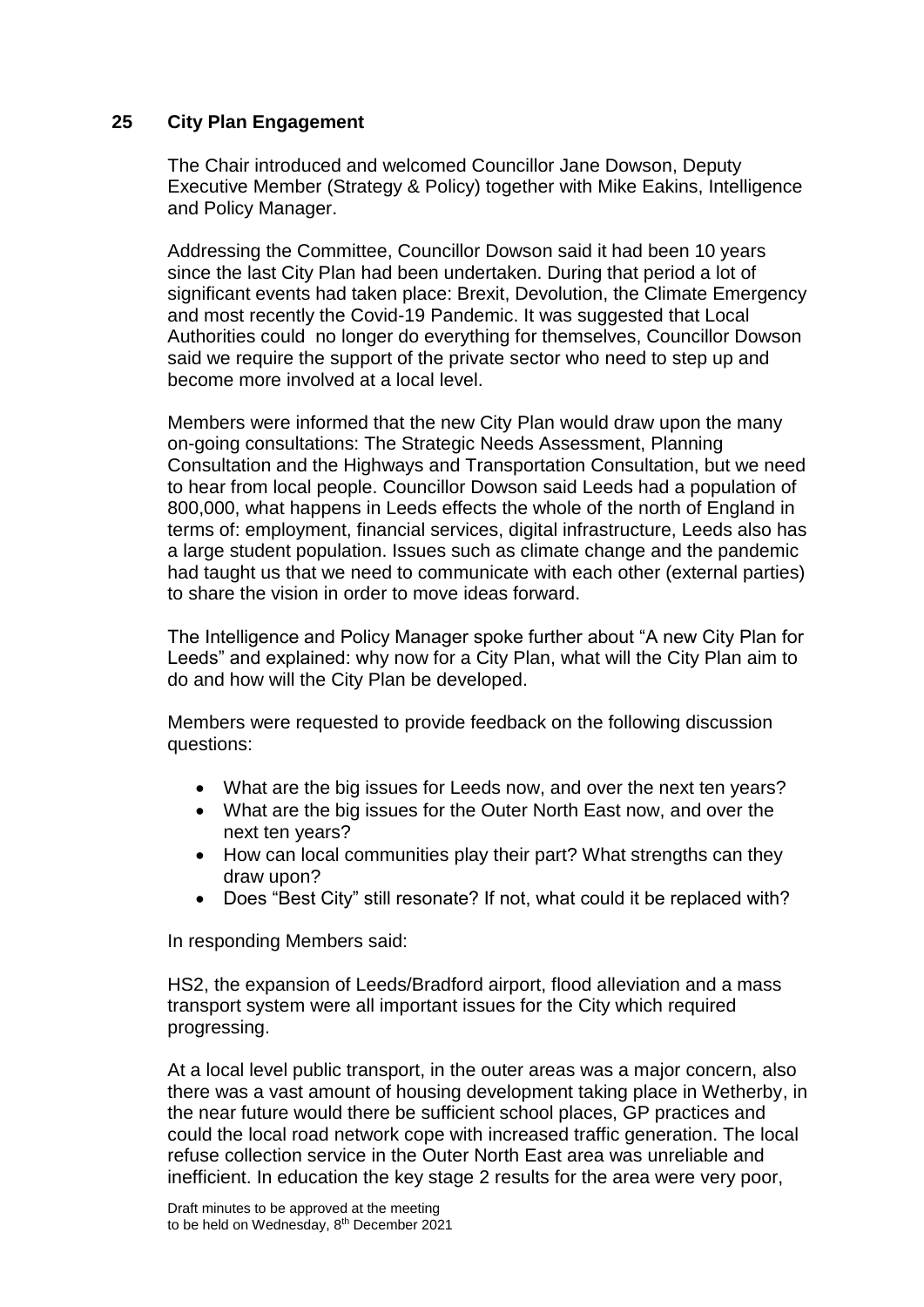## 25 City Plan Engagement

The Chair introduced and welcomed Councillor Jane Dowson, Deputy Executive Member (Strategy & Policy) together with Mike Eakins, Intelligence and Policy Manager.

Addressing the Committee, Councillor Dowson said it had been 10 years since the last City Plan had been undertaken. During that period a lot of significant events had taken place: Brexit, Devolution, the Climate Emergency and most recently the Covid-19 Pandemic. It was suggested that Local Authorities could no longer do everything for themselves, Councillor Dowson said we require the support of the private sector who need to step up and become more involved at a local level.

Members were informed that the new City Plan would draw upon the many on-going consultations: The Strategic Needs Assessment, Planning Consultation and the Highways and Transportation Consultation, but we need to hear from local people. Councillor Dowson said Leeds had a population of 800,000, what happens in Leeds effects the whole of the north of England in terms of: employment, financial services, digital infrastructure, Leeds also has a large student population. Issues such as climate change and the pandemic had taught us that we need to communicate with each other (external parties) to share the vision in order to move ideas forward.

The Intelligence and Policy Manager spoke further about "A new City Plan for Leeds" and explained: why now for a City Plan, what will the City Plan aim to do and how will the City Plan be developed.

Members were requested to provide feedback on the following discussion questions:

- What are the big issues for Leeds now, and over the next ten years?
- What are the big issues for the Outer North East now, and over the next ten years?
- How can local communities play their part? What strengths can they draw upon?
- Does "Best City" still resonate? If not, what could it be replaced with?

In responding Members said:

HS2, the expansion of Leeds/Bradford airport, flood alleviation and a mass transport system were all important issues for the City which required progressing.

At a local level public transport, in the outer areas was a major concern, also there was a vast amount of housing development taking place in Wetherby, in the near future would there be sufficient school places, GP practices and could the local road network cope with increased traffic generation. The local refuse collection service in the Outer North East area was unreliable and inefficient. In education the key stage 2 results for the area were very poor,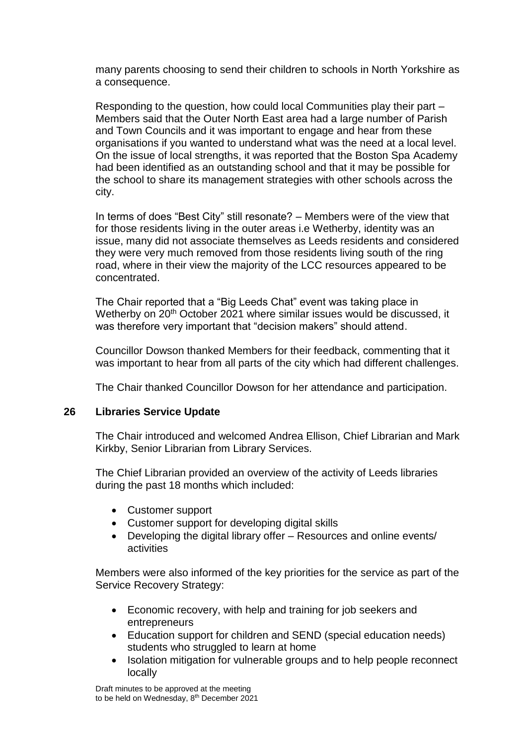many parents choosing to send their children to schools in North Yorkshire as a consequence.

Responding to the question, how could local Communities play their part – Members said that the Outer North East area had a large number of Parish and Town Councils and it was important to engage and hear from these organisations if you wanted to understand what was the need at a local level. On the issue of local strengths, it was reported that the Boston Spa Academy had been identified as an outstanding school and that it may be possible for the school to share its management strategies with other schools across the city.

In terms of does "Best City" still resonate? – Members were of the view that for those residents living in the outer areas i.e Wetherby, identity was an issue, many did not associate themselves as Leeds residents and considered they were very much removed from those residents living south of the ring road, where in their view the majority of the LCC resources appeared to be concentrated.

The Chair reported that a "Big Leeds Chat" event was taking place in Wetherby on 20th October 2021 where similar issues would be discussed, it was therefore very important that "decision makers" should attend.

Councillor Dowson thanked Members for their feedback, commenting that it was important to hear from all parts of the city which had different challenges.

The Chair thanked Councillor Dowson for her attendance and participation.

## 26 Libraries Service Update

The Chair introduced and welcomed Andrea Ellison, Chief Librarian and Mark Kirkby, Senior Librarian from Library Services.

The Chief Librarian provided an overview of the activity of Leeds libraries during the past 18 months which included:

- Customer support
- Customer support for developing digital skills
- Developing the digital library offer – Resources and online events/ activities

Members were also informed of the key priorities for the service as part of the Service Recovery Strategy:

- Economic recovery, with help and training for job seekers and entrepreneurs
- Education support for children and SEND (special education needs) students who struggled to learn at home
- Isolation mitigation for vulnerable groups and to help people reconnect locally

Draft minutes to be approved at the meeting to be held on Wednesday, 8th December 2021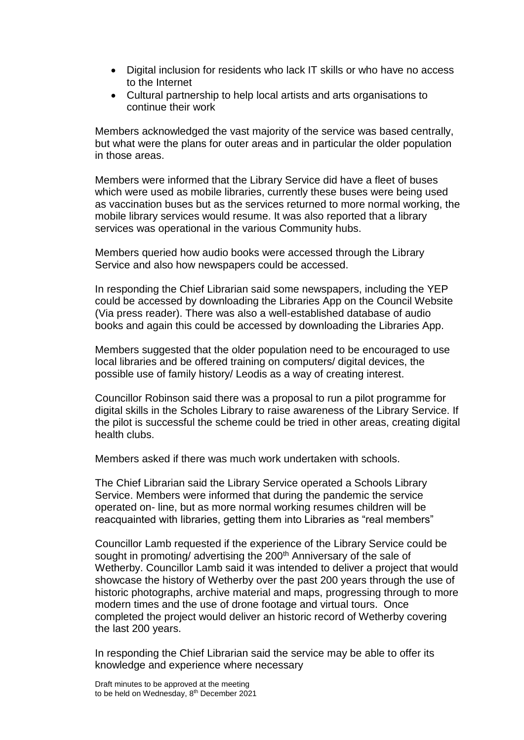- Digital inclusion for residents who lack IT skills or who have no access to the Internet
- Cultural partnership to help local artists and arts organisations to continue their work

Members acknowledged the vast majority of the service was based centrally, but what were the plans for outer areas and in particular the older population in those areas.

Members were informed that the Library Service did have a fleet of buses which were used as mobile libraries, currently these buses were being used as vaccination buses but as the services returned to more normal working, the mobile library services would resume. It was also reported that a library services was operational in the various Community hubs.

Members queried how audio books were accessed through the Library Service and also how newspapers could be accessed.

In responding the Chief Librarian said some newspapers, including the YEP could be accessed by downloading the Libraries App on the Council Website (Via press reader). There was also a well-established database of audio books and again this could be accessed by downloading the Libraries App.

Members suggested that the older population need to be encouraged to use local libraries and be offered training on computers/ digital devices, the possible use of family history/ Leodis as a way of creating interest.

Councillor Robinson said there was a proposal to run a pilot programme for digital skills in the Scholes Library to raise awareness of the Library Service. If the pilot is successful the scheme could be tried in other areas, creating digital health clubs.

Members asked if there was much work undertaken with schools.

The Chief Librarian said the Library Service operated a Schools Library Service. Members were informed that during the pandemic the service operated on- line, but as more normal working resumes children will be reacquainted with libraries, getting them into Libraries as "real members"

Councillor Lamb requested if the experience of the Library Service could be sought in promoting/ advertising the 200th Anniversary of the sale of Wetherby. Councillor Lamb said it was intended to deliver a project that would showcase the history of Wetherby over the past 200 years through the use of historic photographs, archive material and maps, progressing through to more modern times and the use of drone footage and virtual tours. Once completed the project would deliver an historic record of Wetherby covering the last 200 years.

In responding the Chief Librarian said the service may be able to offer its knowledge and experience where necessary

Draft minutes to be approved at the meeting to be held on Wednesday, 8th December 2021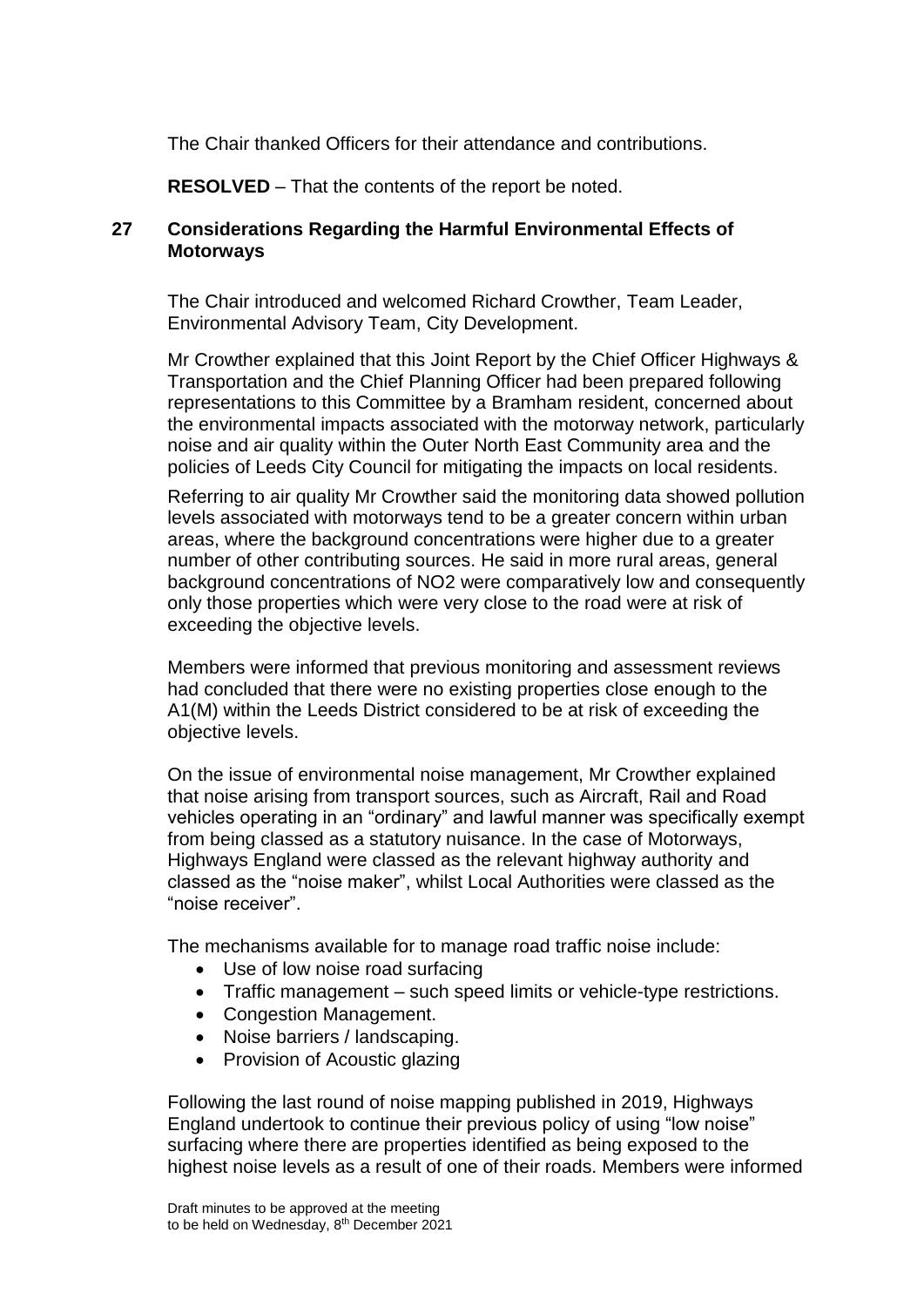The Chair thanked Officers for their attendance and contributions.

**RESOLVED** – That the contents of the report be noted.

## 27 Considerations Regarding the Harmful Environmental Effects of Motorways

The Chair introduced and welcomed Richard Crowther, Team Leader, Environmental Advisory Team, City Development.

Mr Crowther explained that this Joint Report by the Chief Officer Highways & Transportation and the Chief Planning Officer had been prepared following representations to this Committee by a Bramham resident, concerned about the environmental impacts associated with the motorway network, particularly noise and air quality within the Outer North East Community area and the policies of Leeds City Council for mitigating the impacts on local residents.

Referring to air quality Mr Crowther said the monitoring data showed pollution levels associated with motorways tend to be a greater concern within urban areas, where the background concentrations were higher due to a greater number of other contributing sources. He said in more rural areas, general background concentrations of NO2 were comparatively low and consequently only those properties which were very close to the road were at risk of exceeding the objective levels.

Members were informed that previous monitoring and assessment reviews had concluded that there were no existing properties close enough to the A1(M) within the Leeds District considered to be at risk of exceeding the objective levels.

On the issue of environmental noise management, Mr Crowther explained that noise arising from transport sources, such as Aircraft, Rail and Road vehicles operating in an "ordinary" and lawful manner was specifically exempt from being classed as a statutory nuisance. In the case of Motorways, Highways England were classed as the relevant highway authority and classed as the "noise maker", whilst Local Authorities were classed as the "noise receiver".

The mechanisms available for to manage road traffic noise include:

- Use of low noise road surfacing
- Traffic management – such speed limits or vehicle-type restrictions.
- Congestion Management.
- Noise barriers / landscaping.
- Provision of Acoustic glazing

Following the last round of noise mapping published in 2019, Highways England undertook to continue their previous policy of using "low noise" surfacing where there are properties identified as being exposed to the highest noise levels as a result of one of their roads. Members were informed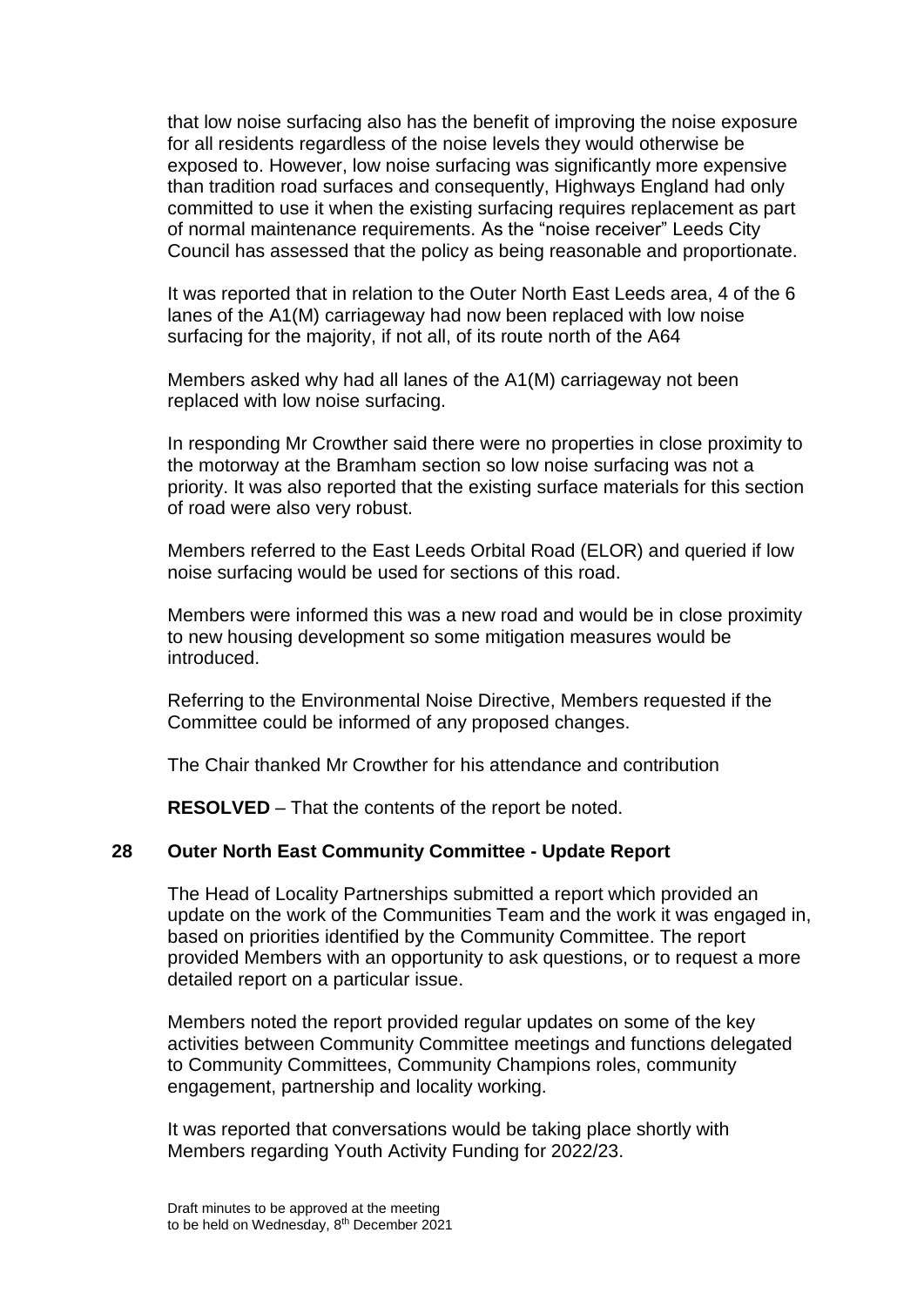that low noise surfacing also has the benefit of improving the noise exposure for all residents regardless of the noise levels they would otherwise be exposed to. However, low noise surfacing was significantly more expensive than tradition road surfaces and consequently, Highways England had only committed to use it when the existing surfacing requires replacement as part of normal maintenance requirements. As the "noise receiver" Leeds City Council has assessed that the policy as being reasonable and proportionate.

It was reported that in relation to the Outer North East Leeds area, 4 of the 6 lanes of the A1(M) carriageway had now been replaced with low noise surfacing for the majority, if not all, of its route north of the A64

Members asked why had all lanes of the A1(M) carriageway not been replaced with low noise surfacing.

In responding Mr Crowther said there were no properties in close proximity to the motorway at the Bramham section so low noise surfacing was not a priority. It was also reported that the existing surface materials for this section of road were also very robust.

Members referred to the East Leeds Orbital Road (ELOR) and queried if low noise surfacing would be used for sections of this road.

Members were informed this was a new road and would be in close proximity to new housing development so some mitigation measures would be introduced.

Referring to the Environmental Noise Directive, Members requested if the Committee could be informed of any proposed changes.

The Chair thanked Mr Crowther for his attendance and contribution

**RESOLVED** – That the contents of the report be noted.

## 28 Outer North East Community Committee - Update Report

The Head of Locality Partnerships submitted a report which provided an update on the work of the Communities Team and the work it was engaged in, based on priorities identified by the Community Committee. The report provided Members with an opportunity to ask questions, or to request a more detailed report on a particular issue.

Members noted the report provided regular updates on some of the key activities between Community Committee meetings and functions delegated to Community Committees, Community Champions roles, community engagement, partnership and locality working.

It was reported that conversations would be taking place shortly with Members regarding Youth Activity Funding for 2022/23.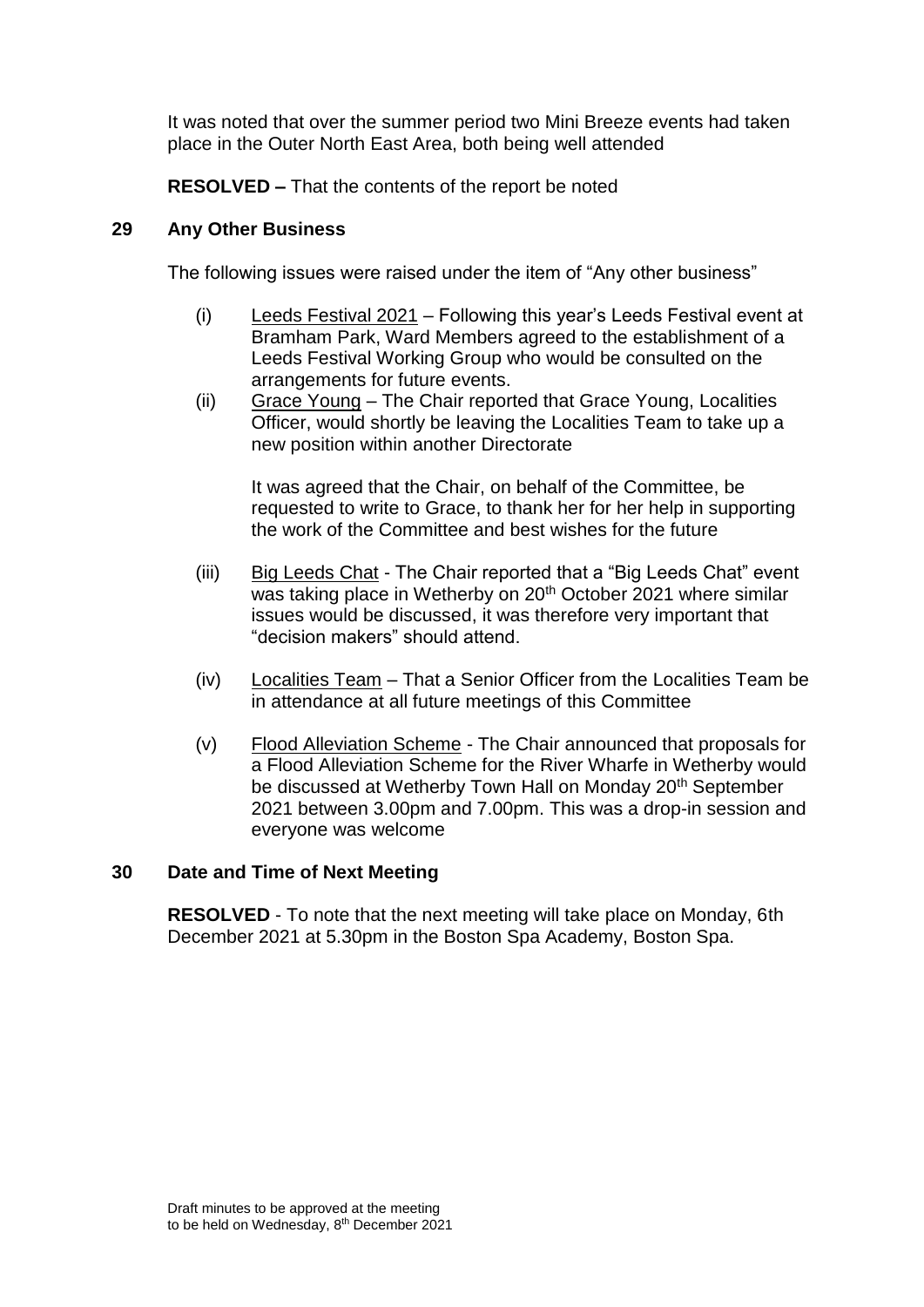It was noted that over the summer period two Mini Breeze events had taken place in the Outer North East Area, both being well attended

**RESOLVED –** That the contents of the report be noted

## 29 Any Other Business

The following issues were raised under the item of "Any other business"

(i) Leeds Festival 2021 – Following this year's Leeds Festival event at Bramham Park, Ward Members agreed to the establishment of a Leeds Festival Working Group who would be consulted on the arrangements for future events.

(ii) Grace Young – The Chair reported that Grace Young, Localities Officer, would shortly be leaving the Localities Team to take up a new position within another Directorate

It was agreed that the Chair, on behalf of the Committee, be requested to write to Grace, to thank her for her help in supporting the work of the Committee and best wishes for the future

(iii) Big Leeds Chat - The Chair reported that a "Big Leeds Chat" event was taking place in Wetherby on 20th October 2021 where similar issues would be discussed, it was therefore very important that "decision makers" should attend.

(iv) Localities Team – That a Senior Officer from the Localities Team be in attendance at all future meetings of this Committee

(v) Flood Alleviation Scheme - The Chair announced that proposals for a Flood Alleviation Scheme for the River Wharfe in Wetherby would be discussed at Wetherby Town Hall on Monday 20th September 2021 between 3.00pm and 7.00pm. This was a drop-in session and everyone was welcome

## 30 Date and Time of Next Meeting

**RESOLVED** - To note that the next meeting will take place on Monday, 6th December 2021 at 5.30pm in the Boston Spa Academy, Boston Spa.

Draft minutes to be approved at the meeting
to be held on Wednesday, 8th December 2021